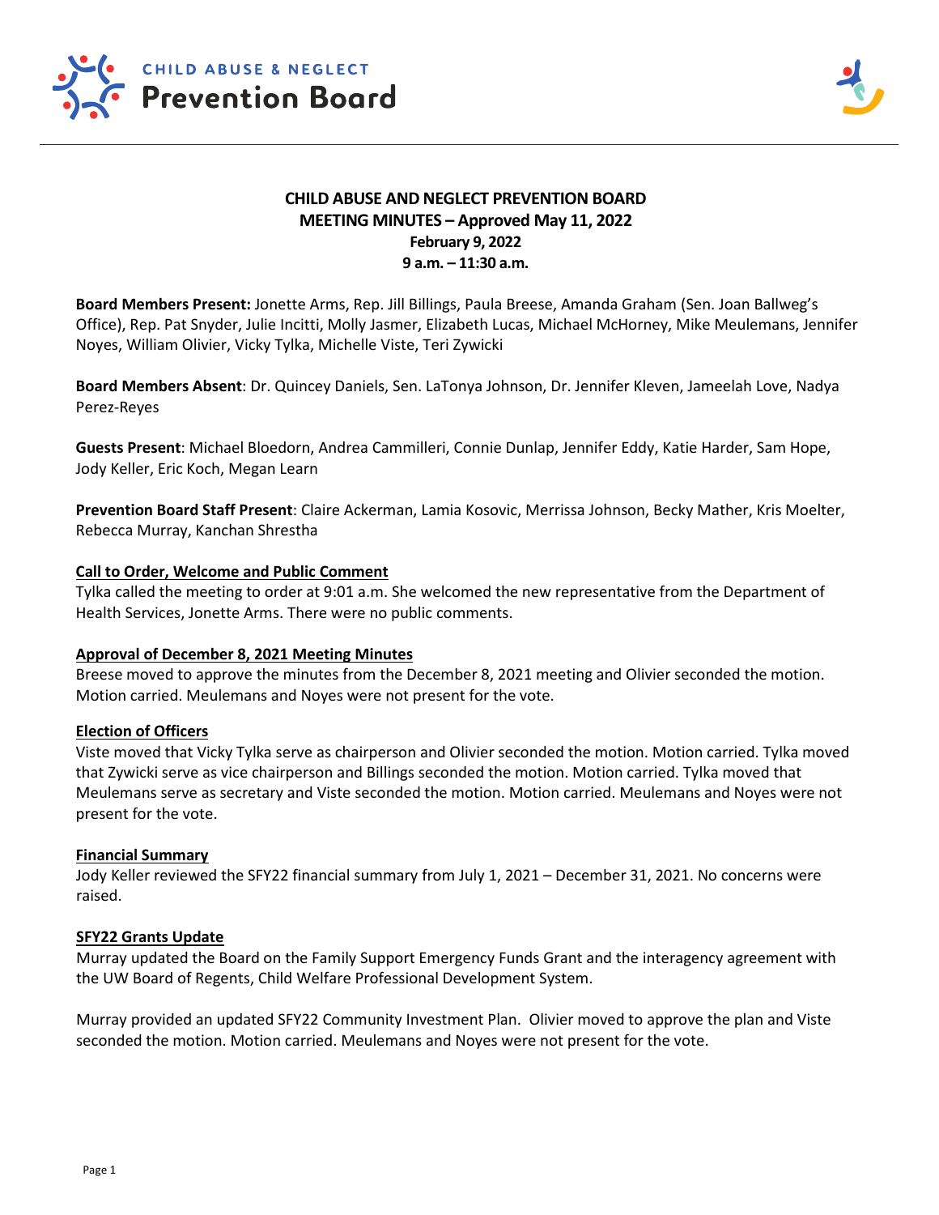CHILD ABUSE & NEGLECT
Prevention Board

# CHILD ABUSE AND NEGLECT PREVENTION BOARD
## MEETING MINUTES – Approved May 11, 2022
**February 9, 2022**
**9 a.m. – 11:30 a.m.**

**Board Members Present:** Jonette Arms, Rep. Jill Billings, Paula Breese, Amanda Graham (Sen. Joan Ballweg's Office), Rep. Pat Snyder, Julie Incitti, Molly Jasmer, Elizabeth Lucas, Michael McHorney, Mike Meulemans, Jennifer Noyes, William Olivier, Vicky Tylka, Michelle Viste, Teri Zywicki

**Board Members Absent**: Dr. Quincey Daniels, Sen. LaTonya Johnson, Dr. Jennifer Kleven, Jameelah Love, Nadya Perez-Reyes

**Guests Present**: Michael Bloedorn, Andrea Cammilleri, Connie Dunlap, Jennifer Eddy, Katie Harder, Sam Hope, Jody Keller, Eric Koch, Megan Learn

**Prevention Board Staff Present**: Claire Ackerman, Lamia Kosovic, Merrissa Johnson, Becky Mather, Kris Moelter, Rebecca Murray, Kanchan Shrestha

### Call to Order, Welcome and Public Comment
Tylka called the meeting to order at 9:01 a.m. She welcomed the new representative from the Department of Health Services, Jonette Arms. There were no public comments.

### Approval of December 8, 2021 Meeting Minutes
Breese moved to approve the minutes from the December 8, 2021 meeting and Olivier seconded the motion. Motion carried. Meulemans and Noyes were not present for the vote.

### Election of Officers
Viste moved that Vicky Tylka serve as chairperson and Olivier seconded the motion. Motion carried. Tylka moved that Zywicki serve as vice chairperson and Billings seconded the motion. Motion carried. Tylka moved that Meulemans serve as secretary and Viste seconded the motion. Motion carried. Meulemans and Noyes were not present for the vote.

### Financial Summary
Jody Keller reviewed the SFY22 financial summary from July 1, 2021 – December 31, 2021. No concerns were raised.

### SFY22 Grants Update
Murray updated the Board on the Family Support Emergency Funds Grant and the interagency agreement with the UW Board of Regents, Child Welfare Professional Development System.

Murray provided an updated SFY22 Community Investment Plan. Olivier moved to approve the plan and Viste seconded the motion. Motion carried. Meulemans and Noyes were not present for the vote.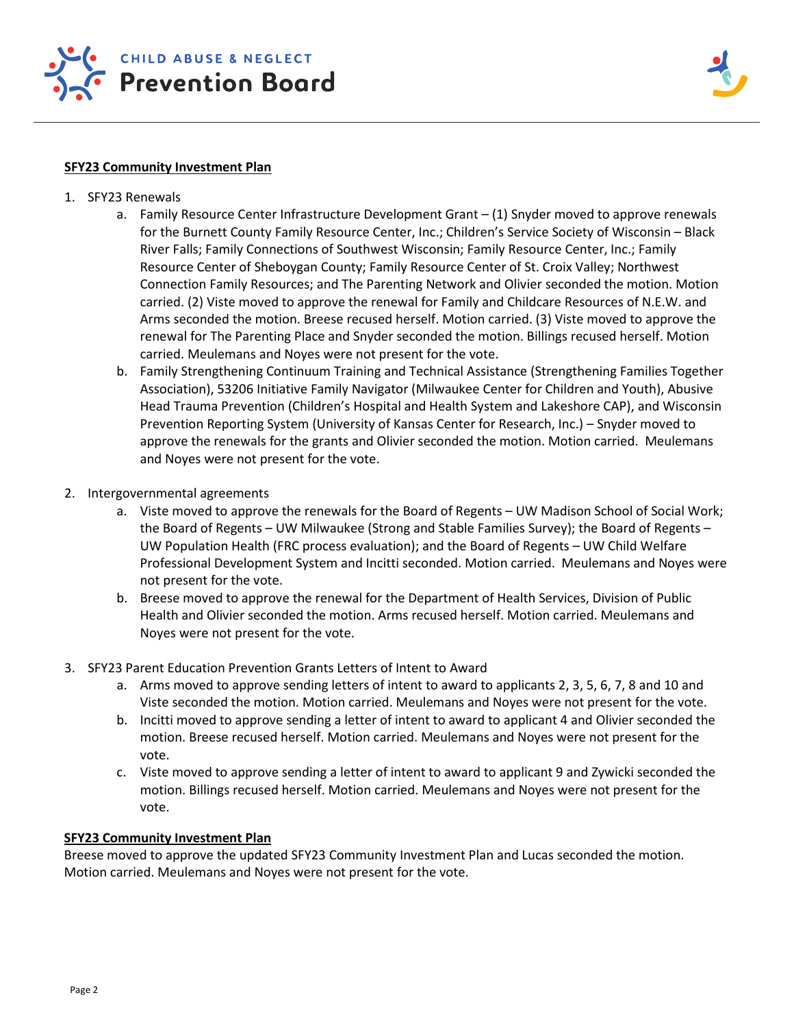**SFY23 Community Investment Plan**

1. SFY23 Renewals
   a. Family Resource Center Infrastructure Development Grant – (1) Snyder moved to approve renewals for the Burnett County Family Resource Center, Inc.; Children's Service Society of Wisconsin – Black River Falls; Family Connections of Southwest Wisconsin; Family Resource Center, Inc.; Family Resource Center of Sheboygan County; Family Resource Center of St. Croix Valley; Northwest Connection Family Resources; and The Parenting Network and Olivier seconded the motion. Motion carried. (2) Viste moved to approve the renewal for Family and Childcare Resources of N.E.W. and Arms seconded the motion. Breese recused herself. Motion carried. (3) Viste moved to approve the renewal for The Parenting Place and Snyder seconded the motion. Billings recused herself. Motion carried. Meulemans and Noyes were not present for the vote.
   b. Family Strengthening Continuum Training and Technical Assistance (Strengthening Families Together Association), 53206 Initiative Family Navigator (Milwaukee Center for Children and Youth), Abusive Head Trauma Prevention (Children's Hospital and Health System and Lakeshore CAP), and Wisconsin Prevention Reporting System (University of Kansas Center for Research, Inc.) – Snyder moved to approve the renewals for the grants and Olivier seconded the motion. Motion carried. Meulemans and Noyes were not present for the vote.

2. Intergovernmental agreements
   a. Viste moved to approve the renewals for the Board of Regents – UW Madison School of Social Work; the Board of Regents – UW Milwaukee (Strong and Stable Families Survey); the Board of Regents – UW Population Health (FRC process evaluation); and the Board of Regents – UW Child Welfare Professional Development System and Incitti seconded. Motion carried. Meulemans and Noyes were not present for the vote.
   b. Breese moved to approve the renewal for the Department of Health Services, Division of Public Health and Olivier seconded the motion. Arms recused herself. Motion carried. Meulemans and Noyes were not present for the vote.

3. SFY23 Parent Education Prevention Grants Letters of Intent to Award
   a. Arms moved to approve sending letters of intent to award to applicants 2, 3, 5, 6, 7, 8 and 10 and Viste seconded the motion. Motion carried. Meulemans and Noyes were not present for the vote.
   b. Incitti moved to approve sending a letter of intent to award to applicant 4 and Olivier seconded the motion. Breese recused herself. Motion carried. Meulemans and Noyes were not present for the vote.
   c. Viste moved to approve sending a letter of intent to award to applicant 9 and Zywicki seconded the motion. Billings recused herself. Motion carried. Meulemans and Noyes were not present for the vote.

**SFY23 Community Investment Plan**

Breese moved to approve the updated SFY23 Community Investment Plan and Lucas seconded the motion. Motion carried. Meulemans and Noyes were not present for the vote.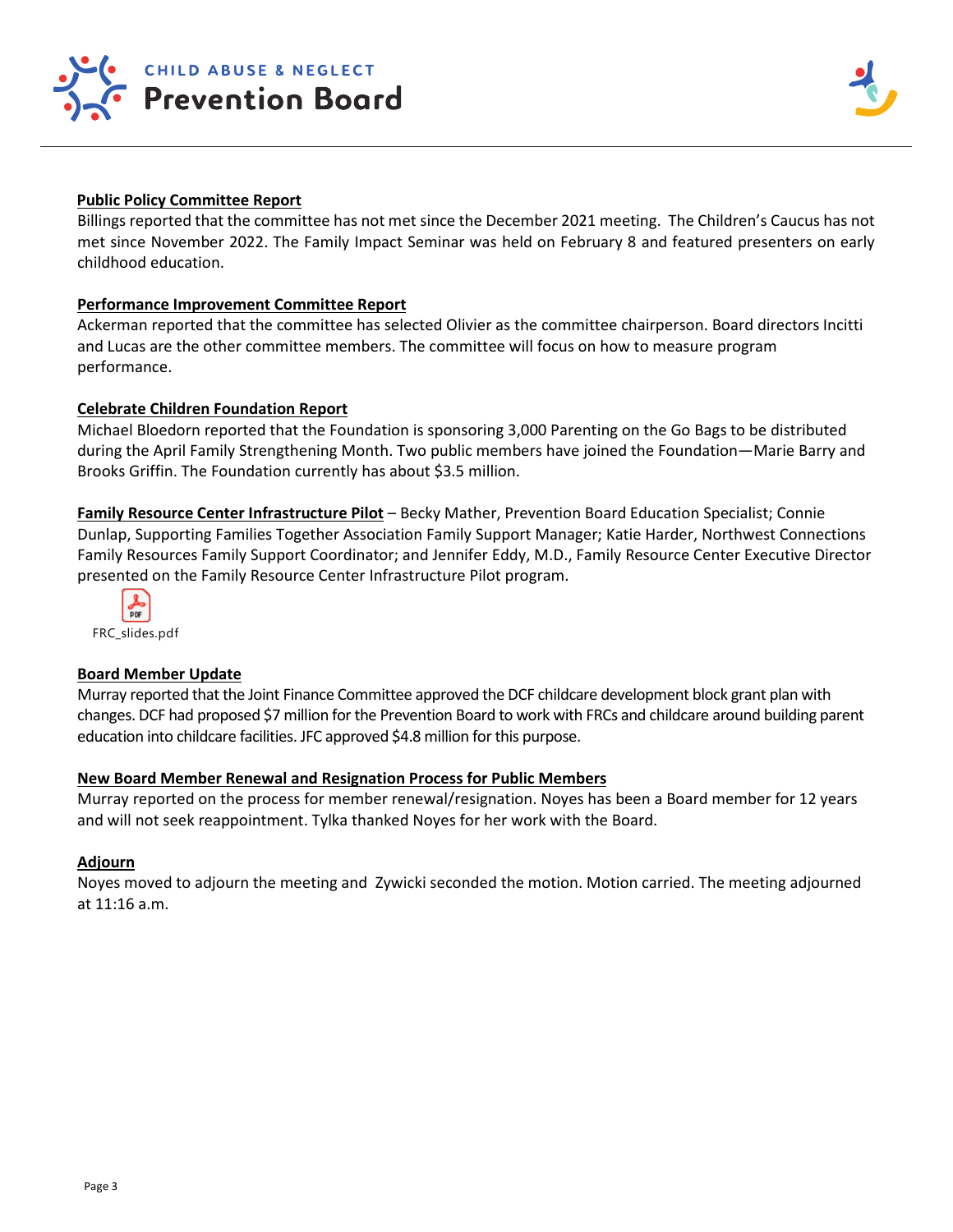**Public Policy Committee Report**

Billings reported that the committee has not met since the December 2021 meeting. The Children's Caucus has not met since November 2022. The Family Impact Seminar was held on February 8 and featured presenters on early childhood education.

**Performance Improvement Committee Report**

Ackerman reported that the committee has selected Olivier as the committee chairperson. Board directors Incitti and Lucas are the other committee members. The committee will focus on how to measure program performance.

**Celebrate Children Foundation Report**

Michael Bloedorn reported that the Foundation is sponsoring 3,000 Parenting on the Go Bags to be distributed during the April Family Strengthening Month. Two public members have joined the Foundation—Marie Barry and Brooks Griffin. The Foundation currently has about $3.5 million.

**Family Resource Center Infrastructure Pilot** – Becky Mather, Prevention Board Education Specialist; Connie Dunlap, Supporting Families Together Association Family Support Manager; Katie Harder, Northwest Connections Family Resources Family Support Coordinator; and Jennifer Eddy, M.D., Family Resource Center Executive Director presented on the Family Resource Center Infrastructure Pilot program.

FRC_slides.pdf

**Board Member Update**

Murray reported that the Joint Finance Committee approved the DCF childcare development block grant plan with changes. DCF had proposed $7 million for the Prevention Board to work with FRCs and childcare around building parent education into childcare facilities. JFC approved $4.8 million for this purpose.

**New Board Member Renewal and Resignation Process for Public Members**

Murray reported on the process for member renewal/resignation. Noyes has been a Board member for 12 years and will not seek reappointment. Tylka thanked Noyes for her work with the Board.

**Adjourn**

Noyes moved to adjourn the meeting and Zywicki seconded the motion. Motion carried. The meeting adjourned at 11:16 a.m.